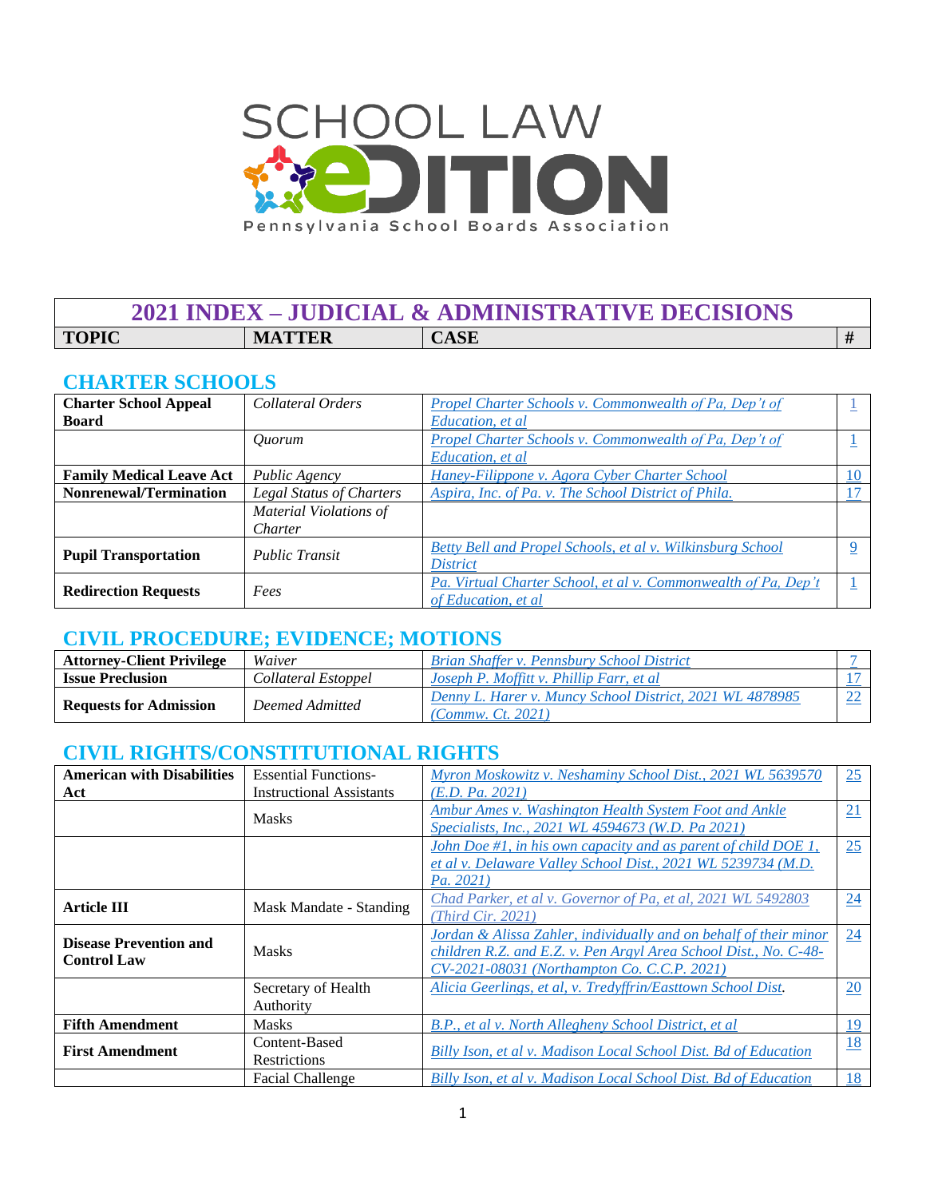# SCHOOL LAW EDITION

Pennsylvania School Boards Association

## 2021 INDEX – JUDICIAL & ADMINISTRATIVE DECISIONS

| TOPIC | MATTER | CASE | # |
|---|---|---|---|

### CHARTER SCHOOLS

| TOPIC | MATTER | CASE | # |
|---|---|---|---|
| **Charter School Appeal Board** | *Collateral Orders* | *Propel Charter Schools v. Commonwealth of Pa, Dep't of Education, et al* | 1 |
| | *Quorum* | *Propel Charter Schools v. Commonwealth of Pa, Dep't of Education, et al* | 1 |
| **Family Medical Leave Act** | *Public Agency* | *Haney-Filippone v. Agora Cyber Charter School* | 10 |
| **Nonrenewal/Termination** | *Legal Status of Charters* | *Aspira, Inc. of Pa. v. The School District of Phila.* | 17 |
| | *Material Violations of Charter* | | |
| **Pupil Transportation** | *Public Transit* | *Betty Bell and Propel Schools, et al v. Wilkinsburg School District* | 9 |
| **Redirection Requests** | *Fees* | *Pa. Virtual Charter School, et al v. Commonwealth of Pa, Dep't of Education, et al* | 1 |

### CIVIL PROCEDURE; EVIDENCE; MOTIONS

| TOPIC | MATTER | CASE | # |
|---|---|---|---|
| **Attorney-Client Privilege** | *Waiver* | *Brian Shaffer v. Pennsbury School District* | 7 |
| **Issue Preclusion** | *Collateral Estoppel* | *Joseph P. Moffitt v. Phillip Farr, et al* | 17 |
| **Requests for Admission** | *Deemed Admitted* | *Denny L. Harer v. Muncy School District, 2021 WL 4878985 (Commw. Ct. 2021)* | 22 |

### CIVIL RIGHTS/CONSTITUTIONAL RIGHTS

| TOPIC | MATTER | CASE | # |
|---|---|---|---|
| **American with Disabilities Act** | Essential Functions-Instructional Assistants | *Myron Moskowitz v. Neshaminy School Dist., 2021 WL 5639570 (E.D. Pa. 2021)* | 25 |
| | Masks | *Ambur Ames v. Washington Health System Foot and Ankle Specialists, Inc., 2021 WL 4594673 (W.D. Pa 2021)* | 21 |
| | | *John Doe #1, in his own capacity and as parent of child DOE 1, et al v. Delaware Valley School Dist., 2021 WL 5239734 (M.D. Pa. 2021)* | 25 |
| **Article III** | Mask Mandate - Standing | *Chad Parker, et al v. Governor of Pa, et al, 2021 WL 5492803 (Third Cir. 2021)* | 24 |
| **Disease Prevention and Control Law** | Masks | *Jordan & Alissa Zahler, individually and on behalf of their minor children R.Z. and E.Z. v. Pen Argyl Area School Dist., No. C-48-CV-2021-08031 (Northampton Co. C.C.P. 2021)* | 24 |
| | Secretary of Health Authority | *Alicia Geerlings, et al, v. Tredyffrin/Easttown School Dist.* | 20 |
| **Fifth Amendment** | Masks | *B.P., et al v. North Allegheny School District, et al* | 19 |
| **First Amendment** | Content-Based Restrictions | *Billy Ison, et al v. Madison Local School Dist. Bd of Education* | 18 |
| | Facial Challenge | *Billy Ison, et al v. Madison Local School Dist. Bd of Education* | 18 |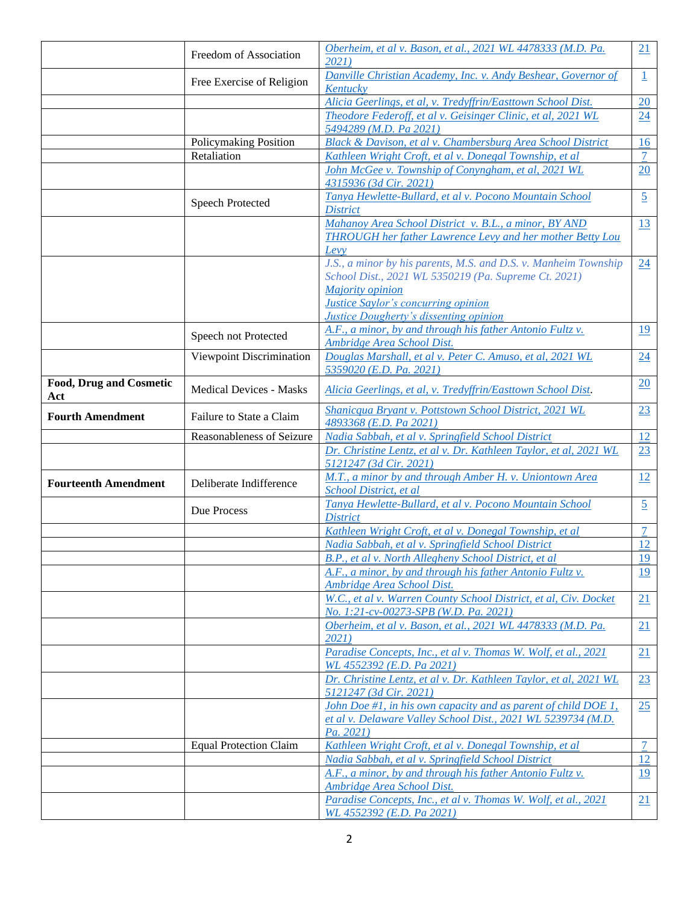| | | | |
|---|---|---|---|
| | Freedom of Association | *Oberheim, et al v. Bason, et al., 2021 WL 4478333 (M.D. Pa. 2021)* | 21 |
| | Free Exercise of Religion | *Danville Christian Academy, Inc. v. Andy Beshear, Governor of Kentucky* | 1 |
| | | *Alicia Geerlings, et al, v. Tredyffrin/Easttown School Dist.* | 20 |
| | | *Theodore Federoff, et al v. Geisinger Clinic, et al, 2021 WL 5494289 (M.D. Pa 2021)* | 24 |
| | Policymaking Position | *Black & Davison, et al v. Chambersburg Area School District* | 16 |
| | Retaliation | *Kathleen Wright Croft, et al v. Donegal Township, et al* | 7 |
| | | *John McGee v. Township of Conyngham, et al, 2021 WL 4315936 (3d Cir. 2021)* | 20 |
| | Speech Protected | *Tanya Hewlette-Bullard, et al v. Pocono Mountain School District* | 5 |
| | | *Mahanoy Area School District v. B.L., a minor, BY AND THROUGH her father Lawrence Levy and her mother Betty Lou Levy* | 13 |
| | | *J.S., a minor by his parents, M.S. and D.S. v. Manheim Township School Dist., 2021 WL 5350219 (Pa. Supreme Ct. 2021)*<br>*Majority opinion*<br>*Justice Saylor's concurring opinion*<br>*Justice Dougherty's dissenting opinion* | 24 |
| | Speech not Protected | *A.F., a minor, by and through his father Antonio Fultz v. Ambridge Area School Dist.* | 19 |
| | Viewpoint Discrimination | *Douglas Marshall, et al v. Peter C. Amuso, et al, 2021 WL 5359020 (E.D. Pa. 2021)* | 24 |
| **Food, Drug and Cosmetic Act** | Medical Devices - Masks | *Alicia Geerlings, et al, v. Tredyffrin/Easttown School Dist.* | 20 |
| **Fourth Amendment** | Failure to State a Claim | *Shanicqua Bryant v. Pottstown School District, 2021 WL 4893368 (E.D. Pa 2021)* | 23 |
| | Reasonableness of Seizure | *Nadia Sabbah, et al v. Springfield School District* | 12 |
| | | *Dr. Christine Lentz, et al v. Dr. Kathleen Taylor, et al, 2021 WL 5121247 (3d Cir. 2021)* | 23 |
| **Fourteenth Amendment** | Deliberate Indifference | *M.T., a minor by and through Amber H. v. Uniontown Area School District, et al* | 12 |
| | Due Process | *Tanya Hewlette-Bullard, et al v. Pocono Mountain School District* | 5 |
| | | *Kathleen Wright Croft, et al v. Donegal Township, et al* | 7 |
| | | *Nadia Sabbah, et al v. Springfield School District* | 12 |
| | | *B.P., et al v. North Allegheny School District, et al* | 19 |
| | | *A.F., a minor, by and through his father Antonio Fultz v. Ambridge Area School Dist.* | 19 |
| | | *W.C., et al v. Warren County School District, et al, Civ. Docket No. 1:21-cv-00273-SPB (W.D. Pa. 2021)* | 21 |
| | | *Oberheim, et al v. Bason, et al., 2021 WL 4478333 (M.D. Pa. 2021)* | 21 |
| | | *Paradise Concepts, Inc., et al v. Thomas W. Wolf, et al., 2021 WL 4552392 (E.D. Pa 2021)* | 21 |
| | | *Dr. Christine Lentz, et al v. Dr. Kathleen Taylor, et al, 2021 WL 5121247 (3d Cir. 2021)* | 23 |
| | | *John Doe #1, in his own capacity and as parent of child DOE 1, et al v. Delaware Valley School Dist., 2021 WL 5239734 (M.D. Pa. 2021)* | 25 |
| | Equal Protection Claim | *Kathleen Wright Croft, et al v. Donegal Township, et al* | 7 |
| | | *Nadia Sabbah, et al v. Springfield School District* | 12 |
| | | *A.F., a minor, by and through his father Antonio Fultz v. Ambridge Area School Dist.* | 19 |
| | | *Paradise Concepts, Inc., et al v. Thomas W. Wolf, et al., 2021 WL 4552392 (E.D. Pa 2021)* | 21 |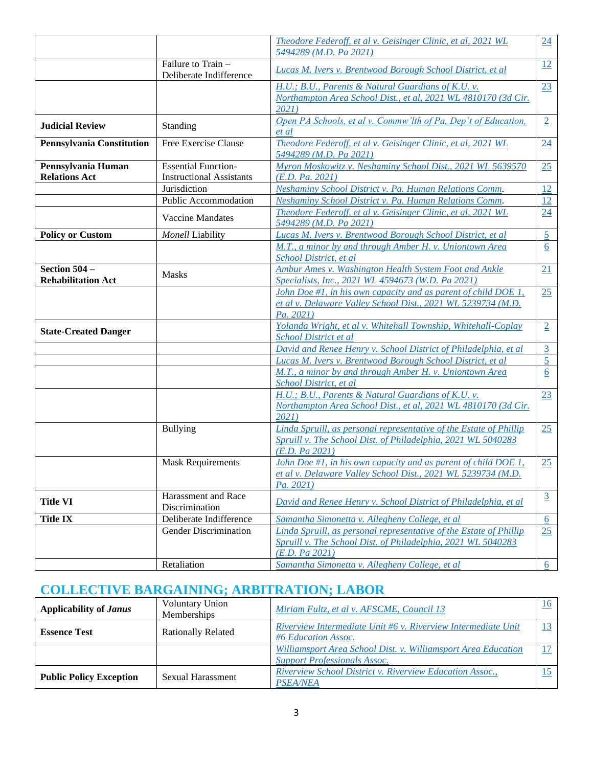| | | | |
|---|---|---|---|
| | | *Theodore Federoff, et al v. Geisinger Clinic, et al, 2021 WL 5494289 (M.D. Pa 2021)* | 24 |
| | Failure to Train – Deliberate Indifference | *Lucas M. Ivers v. Brentwood Borough School District, et al* | 12 |
| | | *H.U.; B.U., Parents & Natural Guardians of K.U. v. Northampton Area School Dist., et al, 2021 WL 4810170 (3d Cir. 2021)* | 23 |
| **Judicial Review** | Standing | *Open PA Schools, et al v. Commw'lth of Pa, Dep't of Education, et al* | 2 |
| **Pennsylvania Constitution** | Free Exercise Clause | *Theodore Federoff, et al v. Geisinger Clinic, et al, 2021 WL 5494289 (M.D. Pa 2021)* | 24 |
| **Pennsylvania Human Relations Act** | Essential Function-Instructional Assistants | *Myron Moskowitz v. Neshaminy School Dist., 2021 WL 5639570 (E.D. Pa. 2021)* | 25 |
| | Jurisdiction | *Neshaminy School District v. Pa. Human Relations Comm.* | 12 |
| | Public Accommodation | *Neshaminy School District v. Pa. Human Relations Comm.* | 12 |
| | Vaccine Mandates | *Theodore Federoff, et al v. Geisinger Clinic, et al, 2021 WL 5494289 (M.D. Pa 2021)* | 24 |
| **Policy or Custom** | *Monell* Liability | *Lucas M. Ivers v. Brentwood Borough School District, et al* | 5 |
| | | *M.T., a minor by and through Amber H. v. Uniontown Area School District, et al* | 6 |
| **Section 504 – Rehabilitation Act** | Masks | *Ambur Ames v. Washington Health System Foot and Ankle Specialists, Inc., 2021 WL 4594673 (W.D. Pa 2021)* | 21 |
| | | *John Doe #1, in his own capacity and as parent of child DOE 1, et al v. Delaware Valley School Dist., 2021 WL 5239734 (M.D. Pa. 2021)* | 25 |
| **State-Created Danger** | | *Yolanda Wright, et al v. Whitehall Township, Whitehall-Coplay School District et al* | 2 |
| | | *David and Renee Henry v. School District of Philadelphia, et al* | 3 |
| | | *Lucas M. Ivers v. Brentwood Borough School District, et al* | 5 |
| | | *M.T., a minor by and through Amber H. v. Uniontown Area School District, et al* | 6 |
| | | *H.U.; B.U., Parents & Natural Guardians of K.U. v. Northampton Area School Dist., et al, 2021 WL 4810170 (3d Cir. 2021)* | 23 |
| | Bullying | *Linda Spruill, as personal representative of the Estate of Phillip Spruill v. The School Dist. of Philadelphia, 2021 WL 5040283 (E.D. Pa 2021)* | 25 |
| | Mask Requirements | *John Doe #1, in his own capacity and as parent of child DOE 1, et al v. Delaware Valley School Dist., 2021 WL 5239734 (M.D. Pa. 2021)* | 25 |
| **Title VI** | Harassment and Race Discrimination | *David and Renee Henry v. School District of Philadelphia, et al* | 3 |
| **Title IX** | Deliberate Indifference | *Samantha Simonetta v. Allegheny College, et al* | 6 |
| | Gender Discrimination | *Linda Spruill, as personal representative of the Estate of Phillip Spruill v. The School Dist. of Philadelphia, 2021 WL 5040283 (E.D. Pa 2021)* | 25 |
| | Retaliation | *Samantha Simonetta v. Allegheny College, et al* | 6 |

## COLLECTIVE BARGAINING; ARBITRATION; LABOR

| | | | |
|---|---|---|---|
| **Applicability of *Janus*** | Voluntary Union Memberships | *Miriam Fultz, et al v. AFSCME, Council 13* | 16 |
| **Essence Test** | Rationally Related | *Riverview Intermediate Unit #6 v. Riverview Intermediate Unit #6 Education Assoc.* | 13 |
| | | *Williamsport Area School Dist. v. Williamsport Area Education Support Professionals Assoc.* | 17 |
| **Public Policy Exception** | Sexual Harassment | *Riverview School District v. Riverview Education Assoc., PSEA/NEA* | 15 |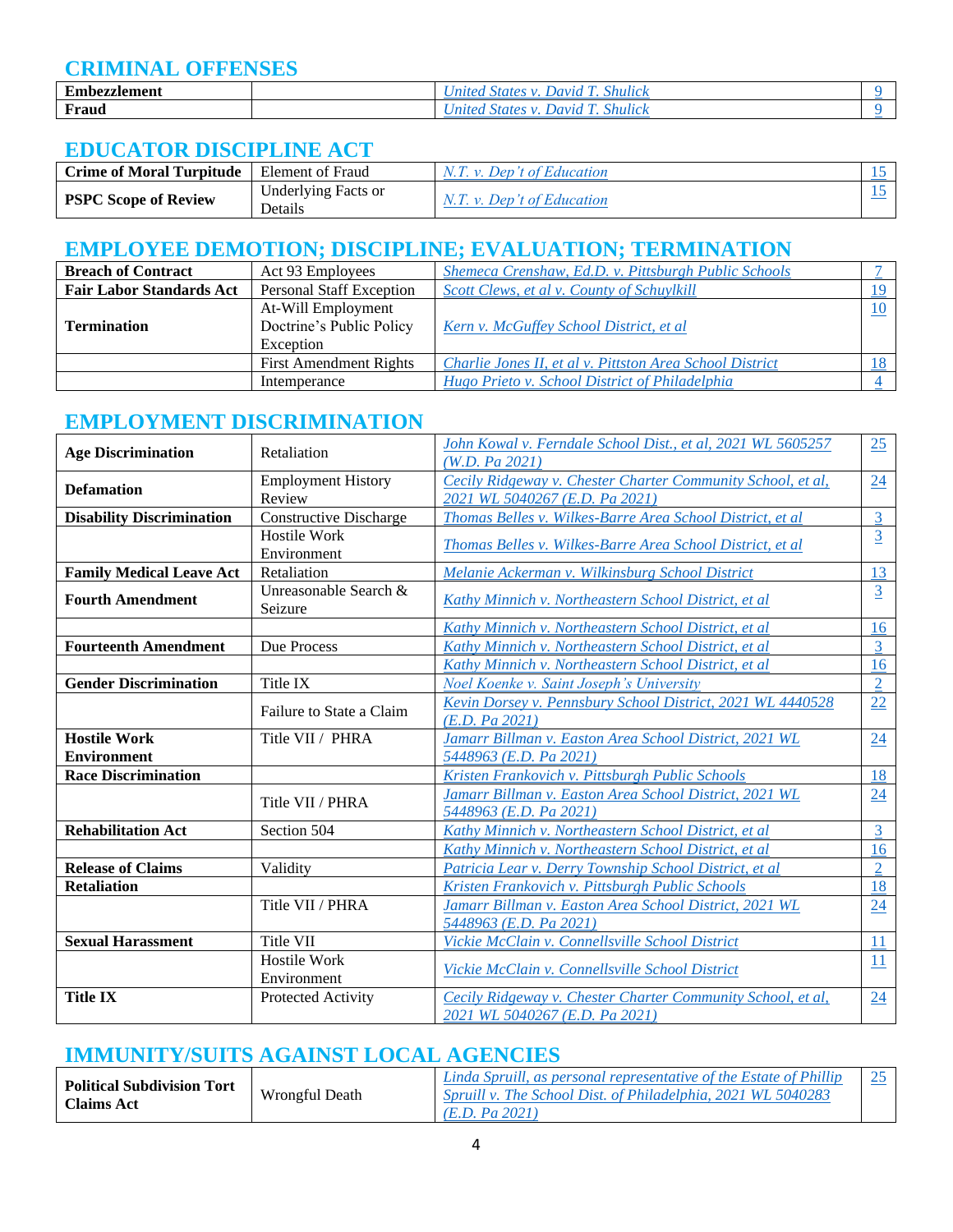## CRIMINAL OFFENSES

| | | | |
|---|---|---|---|
| **Embezzlement** | | *United States v. David T. Shulick* | 9 |
| **Fraud** | | *United States v. David T. Shulick* | 9 |

## EDUCATOR DISCIPLINE ACT

| | | | |
|---|---|---|---|
| **Crime of Moral Turpitude** | Element of Fraud | *N.T. v. Dep't of Education* | 15 |
| **PSPC Scope of Review** | Underlying Facts or Details | *N.T. v. Dep't of Education* | 15 |

## EMPLOYEE DEMOTION; DISCIPLINE; EVALUATION; TERMINATION

| | | | |
|---|---|---|---|
| **Breach of Contract** | Act 93 Employees | *Shemeca Crenshaw, Ed.D. v. Pittsburgh Public Schools* | 7 |
| **Fair Labor Standards Act** | Personal Staff Exception | *Scott Clews, et al v. County of Schuylkill* | 19 |
| **Termination** | At-Will Employment Doctrine's Public Policy Exception | *Kern v. McGuffey School District, et al* | 10 |
| | First Amendment Rights | *Charlie Jones II, et al v. Pittston Area School District* | 18 |
| | Intemperance | *Hugo Prieto v. School District of Philadelphia* | 4 |

## EMPLOYMENT DISCRIMINATION

| | | | |
|---|---|---|---|
| **Age Discrimination** | Retaliation | *John Kowal v. Ferndale School Dist., et al, 2021 WL 5605257 (W.D. Pa 2021)* | 25 |
| **Defamation** | Employment History Review | *Cecily Ridgeway v. Chester Charter Community School, et al, 2021 WL 5040267 (E.D. Pa 2021)* | 24 |
| **Disability Discrimination** | Constructive Discharge | *Thomas Belles v. Wilkes-Barre Area School District, et al* | 3 |
| | Hostile Work Environment | *Thomas Belles v. Wilkes-Barre Area School District, et al* | 3 |
| **Family Medical Leave Act** | Retaliation | *Melanie Ackerman v. Wilkinsburg School District* | 13 |
| **Fourth Amendment** | Unreasonable Search & Seizure | *Kathy Minnich v. Northeastern School District, et al* | 3 |
| | | *Kathy Minnich v. Northeastern School District, et al* | 16 |
| **Fourteenth Amendment** | Due Process | *Kathy Minnich v. Northeastern School District, et al* | 3 |
| | | *Kathy Minnich v. Northeastern School District, et al* | 16 |
| **Gender Discrimination** | Title IX | *Noel Koenke v. Saint Joseph's University* | 2 |
| | Failure to State a Claim | *Kevin Dorsey v. Pennsbury School District, 2021 WL 4440528 (E.D. Pa 2021)* | 22 |
| **Hostile Work Environment** | Title VII / PHRA | *Jamarr Billman v. Easton Area School District, 2021 WL 5448963 (E.D. Pa 2021)* | 24 |
| **Race Discrimination** | | *Kristen Frankovich v. Pittsburgh Public Schools* | 18 |
| | Title VII / PHRA | *Jamarr Billman v. Easton Area School District, 2021 WL 5448963 (E.D. Pa 2021)* | 24 |
| **Rehabilitation Act** | Section 504 | *Kathy Minnich v. Northeastern School District, et al* | 3 |
| | | *Kathy Minnich v. Northeastern School District, et al* | 16 |
| **Release of Claims** | Validity | *Patricia Lear v. Derry Township School District, et al* | 2 |
| **Retaliation** | | *Kristen Frankovich v. Pittsburgh Public Schools* | 18 |
| | Title VII / PHRA | *Jamarr Billman v. Easton Area School District, 2021 WL 5448963 (E.D. Pa 2021)* | 24 |
| **Sexual Harassment** | Title VII | *Vickie McClain v. Connellsville School District* | 11 |
| | Hostile Work Environment | *Vickie McClain v. Connellsville School District* | 11 |
| **Title IX** | Protected Activity | *Cecily Ridgeway v. Chester Charter Community School, et al, 2021 WL 5040267 (E.D. Pa 2021)* | 24 |

## IMMUNITY/SUITS AGAINST LOCAL AGENCIES

| | | | |
|---|---|---|---|
| **Political Subdivision Tort Claims Act** | Wrongful Death | *Linda Spruill, as personal representative of the Estate of Phillip Spruill v. The School Dist. of Philadelphia, 2021 WL 5040283 (E.D. Pa 2021)* | 25 |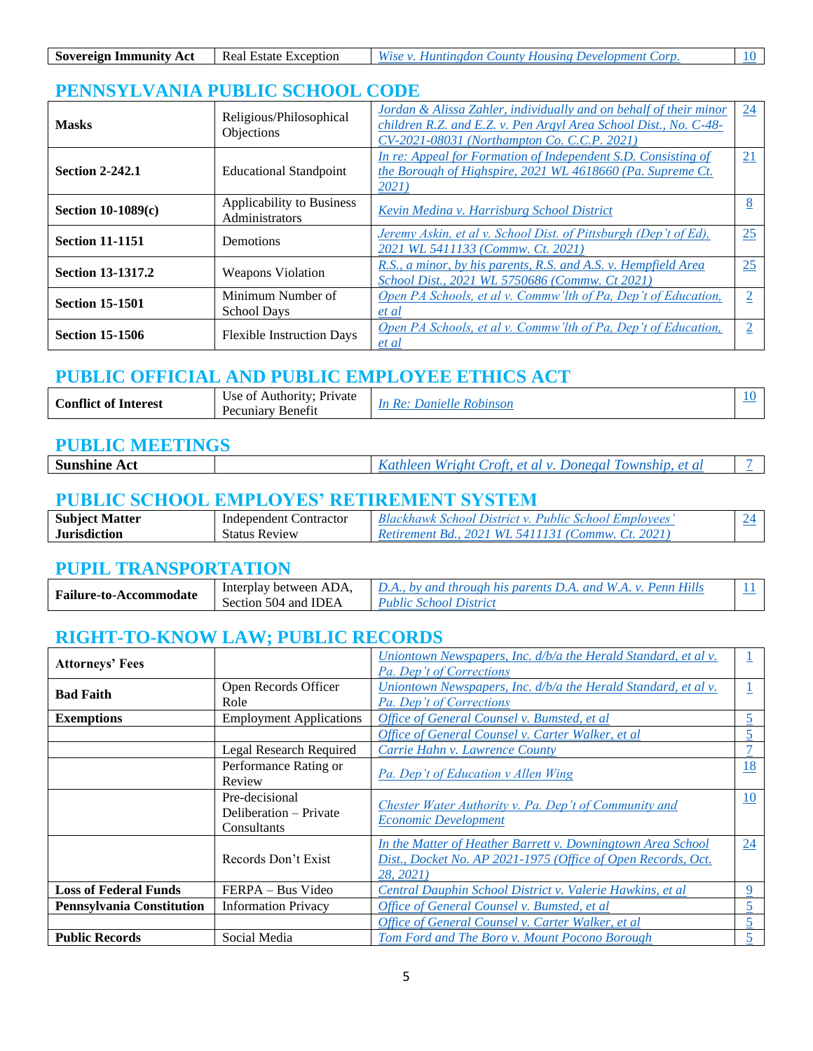| Sovereign Immunity Act | Real Estate Exception | *Wise v. Huntingdon County Housing Development Corp.* | 10 |
|---|---|---|---|

## PENNSYLVANIA PUBLIC SCHOOL CODE

| | | | |
|---|---|---|---|
| **Masks** | Religious/Philosophical Objections | *Jordan & Alissa Zahler, individually and on behalf of their minor children R.Z. and E.Z. v. Pen Argyl Area School Dist., No. C-48-CV-2021-08031 (Northampton Co. C.C.P. 2021)* | 24 |
| **Section 2-242.1** | Educational Standpoint | *In re: Appeal for Formation of Independent S.D. Consisting of the Borough of Highspire, 2021 WL 4618660 (Pa. Supreme Ct. 2021)* | 21 |
| **Section 10-1089(c)** | Applicability to Business Administrators | *Kevin Medina v. Harrisburg School District* | 8 |
| **Section 11-1151** | Demotions | *Jeremy Askin, et al v. School Dist. of Pittsburgh (Dep't of Ed), 2021 WL 5411133 (Commw. Ct. 2021)* | 25 |
| **Section 13-1317.2** | Weapons Violation | *R.S., a minor, by his parents, R.S. and A.S. v. Hempfield Area School Dist., 2021 WL 5750686 (Commw. Ct 2021)* | 25 |
| **Section 15-1501** | Minimum Number of School Days | *Open PA Schools, et al v. Commw'lth of Pa, Dep't of Education, et al* | 2 |
| **Section 15-1506** | Flexible Instruction Days | *Open PA Schools, et al v. Commw'lth of Pa, Dep't of Education, et al* | 2 |

## PUBLIC OFFICIAL AND PUBLIC EMPLOYEE ETHICS ACT

| | | | |
|---|---|---|---|
| **Conflict of Interest** | Use of Authority; Private Pecuniary Benefit | *In Re: Danielle Robinson* | 10 |

## PUBLIC MEETINGS

| | | | |
|---|---|---|---|
| **Sunshine Act** | | *Kathleen Wright Croft, et al v. Donegal Township, et al* | 7 |

## PUBLIC SCHOOL EMPLOYES' RETIREMENT SYSTEM

| | | | |
|---|---|---|---|
| **Subject Matter Jurisdiction** | Independent Contractor Status Review | *Blackhawk School District v. Public School Employees' Retirement Bd., 2021 WL 5411131 (Commw. Ct. 2021)* | 24 |

## PUPIL TRANSPORTATION

| | | | |
|---|---|---|---|
| **Failure-to-Accommodate** | Interplay between ADA, Section 504 and IDEA | *D.A., by and through his parents D.A. and W.A. v. Penn Hills Public School District* | 11 |

## RIGHT-TO-KNOW LAW; PUBLIC RECORDS

| | | | |
|---|---|---|---|
| **Attorneys' Fees** | | *Uniontown Newspapers, Inc. d/b/a the Herald Standard, et al v. Pa. Dep't of Corrections* | 1 |
| **Bad Faith** | Open Records Officer Role | *Uniontown Newspapers, Inc. d/b/a the Herald Standard, et al v. Pa. Dep't of Corrections* | 1 |
| **Exemptions** | Employment Applications | *Office of General Counsel v. Bumsted, et al* | 5 |
| | | *Office of General Counsel v. Carter Walker, et al* | 5 |
| | Legal Research Required | *Carrie Hahn v. Lawrence County* | 7 |
| | Performance Rating or Review | *Pa. Dep't of Education v Allen Wing* | 18 |
| | Pre-decisional Deliberation – Private Consultants | *Chester Water Authority v. Pa. Dep't of Community and Economic Development* | 10 |
| | Records Don't Exist | *In the Matter of Heather Barrett v. Downingtown Area School Dist., Docket No. AP 2021-1975 (Office of Open Records, Oct. 28, 2021)* | 24 |
| **Loss of Federal Funds** | FERPA – Bus Video | *Central Dauphin School District v. Valerie Hawkins, et al* | 9 |
| **Pennsylvania Constitution** | Information Privacy | *Office of General Counsel v. Bumsted, et al* | 5 |
| | | *Office of General Counsel v. Carter Walker, et al* | 5 |
| **Public Records** | Social Media | *Tom Ford and The Boro v. Mount Pocono Borough* | 5 |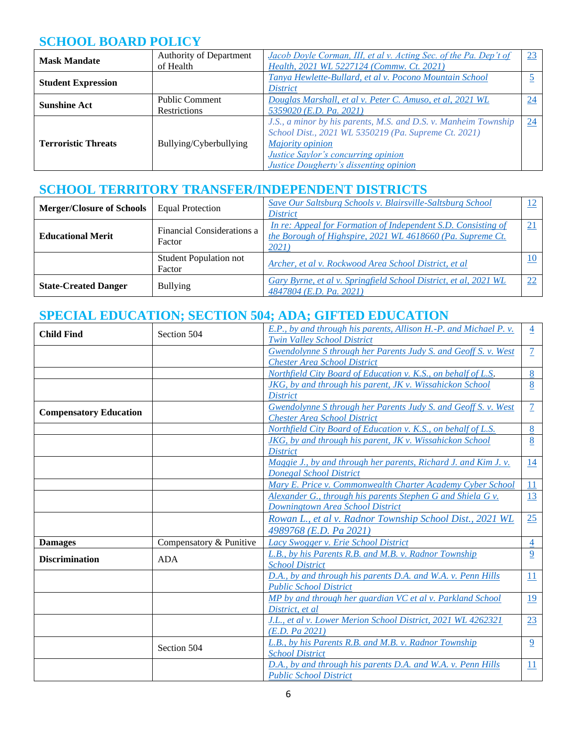## SCHOOL BOARD POLICY

| | | | |
|---|---|---|---|
| **Mask Mandate** | Authority of Department of Health | *Jacob Doyle Corman, III, et al v. Acting Sec. of the Pa. Dep't of Health, 2021 WL 5227124 (Commw. Ct. 2021)* | 23 |
| **Student Expression** | | *Tanya Hewlette-Bullard, et al v. Pocono Mountain School District* | 5 |
| **Sunshine Act** | Public Comment Restrictions | *Douglas Marshall, et al v. Peter C. Amuso, et al, 2021 WL 5359020 (E.D. Pa. 2021)* | 24 |
| **Terroristic Threats** | Bullying/Cyberbullying | *J.S., a minor by his parents, M.S. and D.S. v. Manheim Township School Dist., 2021 WL 5350219 (Pa. Supreme Ct. 2021)* *Majority opinion* *Justice Saylor's concurring opinion* *Justice Dougherty's dissenting opinion* | 24 |

## SCHOOL TERRITORY TRANSFER/INDEPENDENT DISTRICTS

| | | | |
|---|---|---|---|
| **Merger/Closure of Schools** | Equal Protection | *Save Our Saltsburg Schools v. Blairsville-Saltsburg School District* | 12 |
| **Educational Merit** | Financial Considerations a Factor | *In re: Appeal for Formation of Independent S.D. Consisting of the Borough of Highspire, 2021 WL 4618660 (Pa. Supreme Ct. 2021)* | 21 |
| | Student Population not Factor | *Archer, et al v. Rockwood Area School District, et al* | 10 |
| **State-Created Danger** | Bullying | *Gary Byrne, et al v. Springfield School District, et al, 2021 WL 4847804 (E.D. Pa. 2021)* | 22 |

## SPECIAL EDUCATION; SECTION 504; ADA; GIFTED EDUCATION

| | | | |
|---|---|---|---|
| **Child Find** | Section 504 | *E.P., by and through his parents, Allison H.-P. and Michael P. v. Twin Valley School District* | 4 |
| | | *Gwendolynne S through her Parents Judy S. and Geoff S. v. West Chester Area School District* | 7 |
| | | *Northfield City Board of Education v. K.S., on behalf of L.S.* | 8 |
| | | *JKG, by and through his parent, JK v. Wissahickon School District* | 8 |
| **Compensatory Education** | | *Gwendolynne S through her Parents Judy S. and Geoff S. v. West Chester Area School District* | 7 |
| | | *Northfield City Board of Education v. K.S., on behalf of L.S.* | 8 |
| | | *JKG, by and through his parent, JK v. Wissahickon School District* | 8 |
| | | *Maggie J., by and through her parents, Richard J. and Kim J. v. Donegal School District* | 14 |
| | | *Mary E. Price v. Commonwealth Charter Academy Cyber School* | 11 |
| | | *Alexander G., through his parents Stephen G and Shiela G v. Downingtown Area School District* | 13 |
| | | *Rowan L., et al v. Radnor Township School Dist., 2021 WL 4989768 (E.D. Pa 2021)* | 25 |
| **Damages** | Compensatory & Punitive | *Lacy Swogger v. Erie School District* | 4 |
| **Discrimination** | ADA | *L.B., by his Parents R.B. and M.B. v. Radnor Township School District* | 9 |
| | | *D.A., by and through his parents D.A. and W.A. v. Penn Hills Public School District* | 11 |
| | | *MP by and through her guardian VC et al v. Parkland School District, et al* | 19 |
| | | *J.L., et al v. Lower Merion School District, 2021 WL 4262321 (E.D. Pa 2021)* | 23 |
| | Section 504 | *L.B., by his Parents R.B. and M.B. v. Radnor Township School District* | 9 |
| | | *D.A., by and through his parents D.A. and W.A. v. Penn Hills Public School District* | 11 |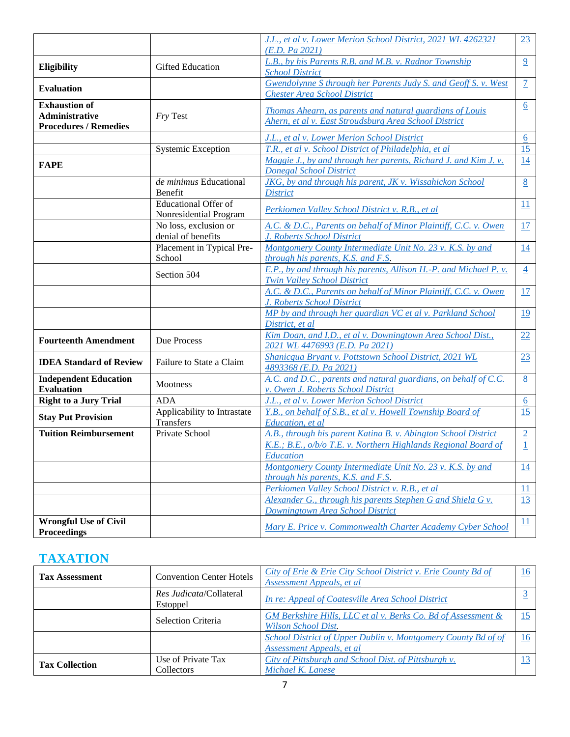| | | | |
|---|---|---|---|
| | | *J.L., et al v. Lower Merion School District, 2021 WL 4262321 (E.D. Pa 2021)* | 23 |
| **Eligibility** | Gifted Education | *L.B., by his Parents R.B. and M.B. v. Radnor Township School District* | 9 |
| **Evaluation** | | *Gwendolynne S through her Parents Judy S. and Geoff S. v. West Chester Area School District* | 7 |
| **Exhaustion of Administrative Procedures / Remedies** | *Fry* Test | *Thomas Ahearn, as parents and natural guardians of Louis Ahern, et al v. East Stroudsburg Area School District* | 6 |
| | | *J.L., et al v. Lower Merion School District* | 6 |
| | Systemic Exception | *T.R., et al v. School District of Philadelphia, et al* | 15 |
| **FAPE** | | *Maggie J., by and through her parents, Richard J. and Kim J. v. Donegal School District* | 14 |
| | *de minimus* Educational Benefit | *JKG, by and through his parent, JK v. Wissahickon School District* | 8 |
| | Educational Offer of Nonresidential Program | *Perkiomen Valley School District v. R.B., et al* | 11 |
| | No loss, exclusion or denial of benefits | *A.C. & D.C., Parents on behalf of Minor Plaintiff, C.C. v. Owen J. Roberts School District* | 17 |
| | Placement in Typical Pre-School | *Montgomery County Intermediate Unit No. 23 v. K.S. by and through his parents, K.S. and F.S.* | 14 |
| | Section 504 | *E.P., by and through his parents, Allison H.-P. and Michael P. v. Twin Valley School District* | 4 |
| | | *A.C. & D.C., Parents on behalf of Minor Plaintiff, C.C. v. Owen J. Roberts School District* | 17 |
| | | *MP by and through her guardian VC et al v. Parkland School District, et al* | 19 |
| **Fourteenth Amendment** | Due Process | *Kim Doan, and I.D., et al v. Downingtown Area School Dist., 2021 WL 4476993 (E.D. Pa 2021)* | 22 |
| **IDEA Standard of Review** | Failure to State a Claim | *Shanicqua Bryant v. Pottstown School District, 2021 WL 4893368 (E.D. Pa 2021)* | 23 |
| **Independent Education Evaluation** | Mootness | *A.C. and D.C., parents and natural guardians, on behalf of C.C. v. Owen J. Roberts School District* | 8 |
| **Right to a Jury Trial** | ADA | *J.L., et al v. Lower Merion School District* | 6 |
| **Stay Put Provision** | Applicability to Intrastate Transfers | *Y.B., on behalf of S.B., et al v. Howell Township Board of Education, et al* | 15 |
| **Tuition Reimbursement** | Private School | *A.B., through his parent Katina B. v. Abington School District* | 2 |
| | | *K.E.; B.E., o/b/o T.E. v. Northern Highlands Regional Board of Education* | 1 |
| | | *Montgomery County Intermediate Unit No. 23 v. K.S. by and through his parents, K.S. and F.S.* | 14 |
| | | *Perkiomen Valley School District v. R.B., et al* | 11 |
| | | *Alexander G., through his parents Stephen G and Shiela G v. Downingtown Area School District* | 13 |
| **Wrongful Use of Civil Proceedings** | | *Mary E. Price v. Commonwealth Charter Academy Cyber School* | 11 |

## TAXATION

| | | | |
|---|---|---|---|
| **Tax Assessment** | Convention Center Hotels | *City of Erie & Erie City School District v. Erie County Bd of Assessment Appeals, et al* | 16 |
| | *Res Judicata*/Collateral Estoppel | *In re: Appeal of Coatesville Area School District* | 3 |
| | Selection Criteria | *GM Berkshire Hills, LLC et al v. Berks Co. Bd of Assessment & Wilson School Dist.* | 15 |
| | | *School District of Upper Dublin v. Montgomery County Bd of of Assessment Appeals, et al* | 16 |
| **Tax Collection** | Use of Private Tax Collectors | *City of Pittsburgh and School Dist. of Pittsburgh v. Michael K. Lanese* | 13 |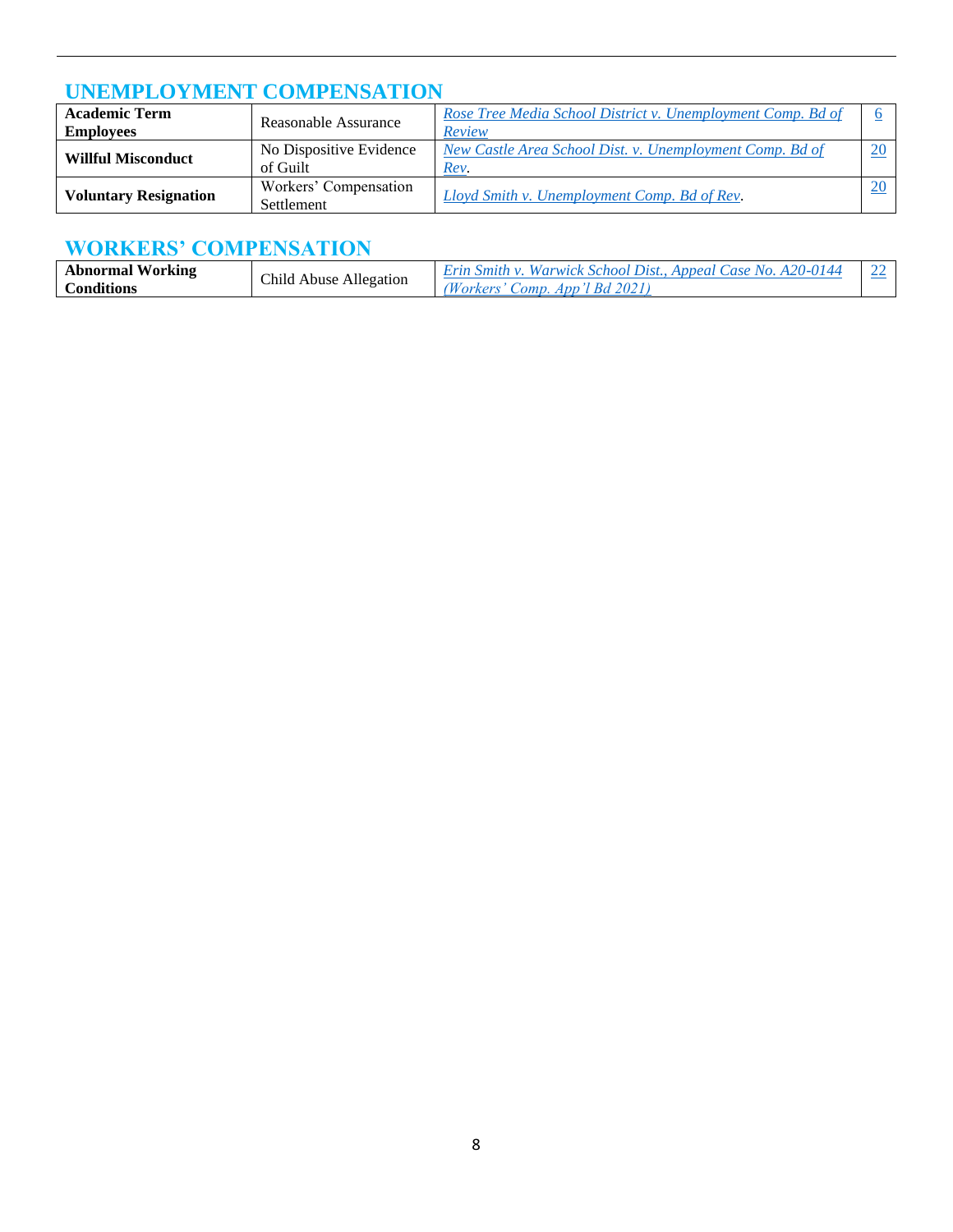## UNEMPLOYMENT COMPENSATION

| | | | |
|---|---|---|---|
| **Academic Term Employees** | Reasonable Assurance | *Rose Tree Media School District v. Unemployment Comp. Bd of Review* | 6 |
| **Willful Misconduct** | No Dispositive Evidence of Guilt | *New Castle Area School Dist. v. Unemployment Comp. Bd of Rev*. | 20 |
| **Voluntary Resignation** | Workers' Compensation Settlement | *Lloyd Smith v. Unemployment Comp. Bd of Rev*. | 20 |

## WORKERS' COMPENSATION

| | | | |
|---|---|---|---|
| **Abnormal Working Conditions** | Child Abuse Allegation | *Erin Smith v. Warwick School Dist., Appeal Case No. A20-0144 (Workers' Comp. App'l Bd 2021)* | 22 |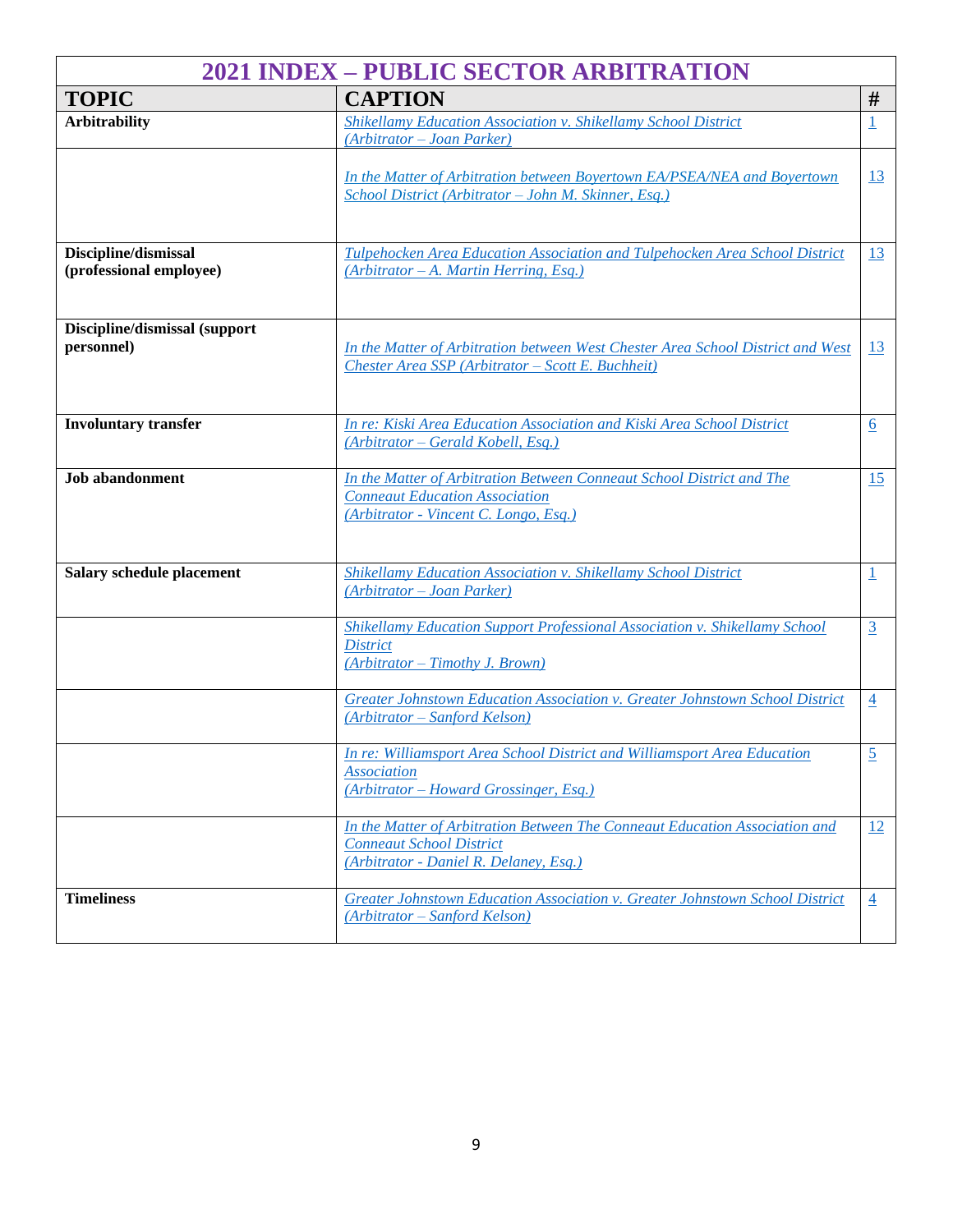| 2021 INDEX – PUBLIC SECTOR ARBITRATION | | |
|---|---|---|
| **TOPIC** | **CAPTION** | **#** |
| **Arbitrability** | *Shikellamy Education Association v. Shikellamy School District (Arbitrator – Joan Parker)* | 1 |
| | *In the Matter of Arbitration between Boyertown EA/PSEA/NEA and Boyertown School District (Arbitrator – John M. Skinner, Esq.)* | 13 |
| **Discipline/dismissal (professional employee)** | *Tulpehocken Area Education Association and Tulpehocken Area School District (Arbitrator – A. Martin Herring, Esq.)* | 13 |
| **Discipline/dismissal (support personnel)** | *In the Matter of Arbitration between West Chester Area School District and West Chester Area SSP (Arbitrator – Scott E. Buchheit)* | 13 |
| **Involuntary transfer** | *In re: Kiski Area Education Association and Kiski Area School District (Arbitrator – Gerald Kobell, Esq.)* | 6 |
| **Job abandonment** | *In the Matter of Arbitration Between Conneaut School District and The Conneaut Education Association (Arbitrator - Vincent C. Longo, Esq.)* | 15 |
| **Salary schedule placement** | *Shikellamy Education Association v. Shikellamy School District (Arbitrator – Joan Parker)* | 1 |
| | *Shikellamy Education Support Professional Association v. Shikellamy School District (Arbitrator – Timothy J. Brown)* | 3 |
| | *Greater Johnstown Education Association v. Greater Johnstown School District (Arbitrator – Sanford Kelson)* | 4 |
| | *In re: Williamsport Area School District and Williamsport Area Education Association (Arbitrator – Howard Grossinger, Esq.)* | 5 |
| | *In the Matter of Arbitration Between The Conneaut Education Association and Conneaut School District (Arbitrator - Daniel R. Delaney, Esq.)* | 12 |
| **Timeliness** | *Greater Johnstown Education Association v. Greater Johnstown School District (Arbitrator – Sanford Kelson)* | 4 |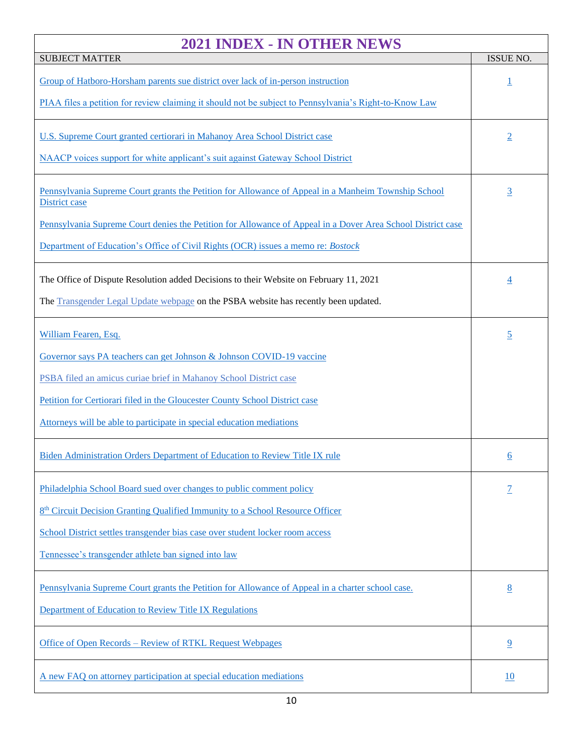# 2021 INDEX - IN OTHER NEWS

| SUBJECT MATTER | ISSUE NO. |
|---|---|
| Group of Hatboro-Horsham parents sue district over lack of in-person instruction<br><br>PIAA files a petition for review claiming it should not be subject to Pennsylvania's Right-to-Know Law | 1 |
| U.S. Supreme Court granted certiorari in Mahanoy Area School District case<br><br>NAACP voices support for white applicant's suit against Gateway School District | 2 |
| Pennsylvania Supreme Court grants the Petition for Allowance of Appeal in a Manheim Township School District case<br><br>Pennsylvania Supreme Court denies the Petition for Allowance of Appeal in a Dover Area School District case<br><br>Department of Education's Office of Civil Rights (OCR) issues a memo re: *Bostock* | 3 |
| The Office of Dispute Resolution added Decisions to their Website on February 11, 2021<br><br>The Transgender Legal Update webpage on the PSBA website has recently been updated. | 4 |
| William Fearen, Esq.<br><br>Governor says PA teachers can get Johnson & Johnson COVID-19 vaccine<br><br>PSBA filed an amicus curiae brief in Mahanoy School District case<br><br>Petition for Certiorari filed in the Gloucester County School District case<br><br>Attorneys will be able to participate in special education mediations | 5 |
| Biden Administration Orders Department of Education to Review Title IX rule | 6 |
| Philadelphia School Board sued over changes to public comment policy<br><br>8th Circuit Decision Granting Qualified Immunity to a School Resource Officer<br><br>School District settles transgender bias case over student locker room access<br><br>Tennessee's transgender athlete ban signed into law | 7 |
| Pennsylvania Supreme Court grants the Petition for Allowance of Appeal in a charter school case.<br><br>Department of Education to Review Title IX Regulations | 8 |
| Office of Open Records – Review of RTKL Request Webpages | 9 |
| A new FAQ on attorney participation at special education mediations | 10 |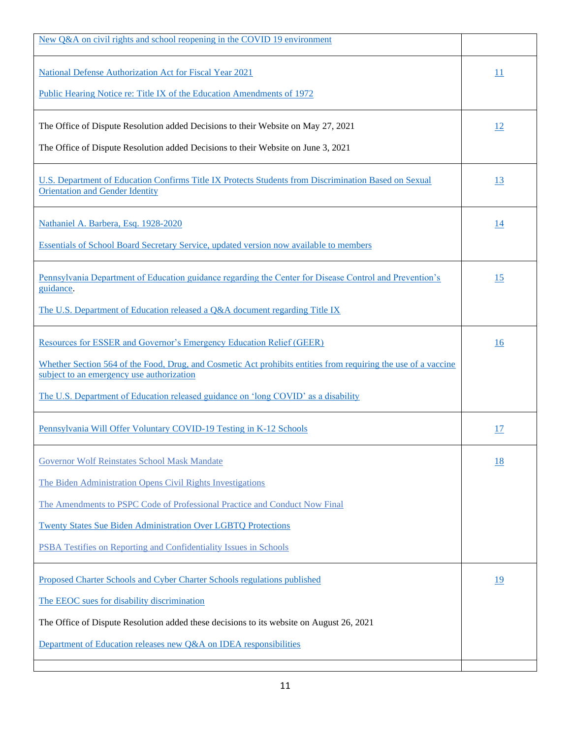| | |
|---|---|
| New Q&A on civil rights and school reopening in the COVID 19 environment | |
| National Defense Authorization Act for Fiscal Year 2021<br><br>Public Hearing Notice re: Title IX of the Education Amendments of 1972 | 11 |
| The Office of Dispute Resolution added Decisions to their Website on May 27, 2021<br><br>The Office of Dispute Resolution added Decisions to their Website on June 3, 2021 | 12 |
| U.S. Department of Education Confirms Title IX Protects Students from Discrimination Based on Sexual Orientation and Gender Identity | 13 |
| Nathaniel A. Barbera, Esq. 1928-2020<br><br>Essentials of School Board Secretary Service, updated version now available to members | 14 |
| Pennsylvania Department of Education guidance regarding the Center for Disease Control and Prevention's guidance.<br><br>The U.S. Department of Education released a Q&A document regarding Title IX | 15 |
| Resources for ESSER and Governor's Emergency Education Relief (GEER)<br><br>Whether Section 564 of the Food, Drug, and Cosmetic Act prohibits entities from requiring the use of a vaccine subject to an emergency use authorization<br><br>The U.S. Department of Education released guidance on 'long COVID' as a disability | 16 |
| Pennsylvania Will Offer Voluntary COVID-19 Testing in K-12 Schools | 17 |
| Governor Wolf Reinstates School Mask Mandate<br><br>The Biden Administration Opens Civil Rights Investigations<br><br>The Amendments to PSPC Code of Professional Practice and Conduct Now Final<br><br>Twenty States Sue Biden Administration Over LGBTQ Protections<br><br>PSBA Testifies on Reporting and Confidentiality Issues in Schools | 18 |
| Proposed Charter Schools and Cyber Charter Schools regulations published<br><br>The EEOC sues for disability discrimination<br><br>The Office of Dispute Resolution added these decisions to its website on August 26, 2021<br><br>Department of Education releases new Q&A on IDEA responsibilities | 19 |
| | |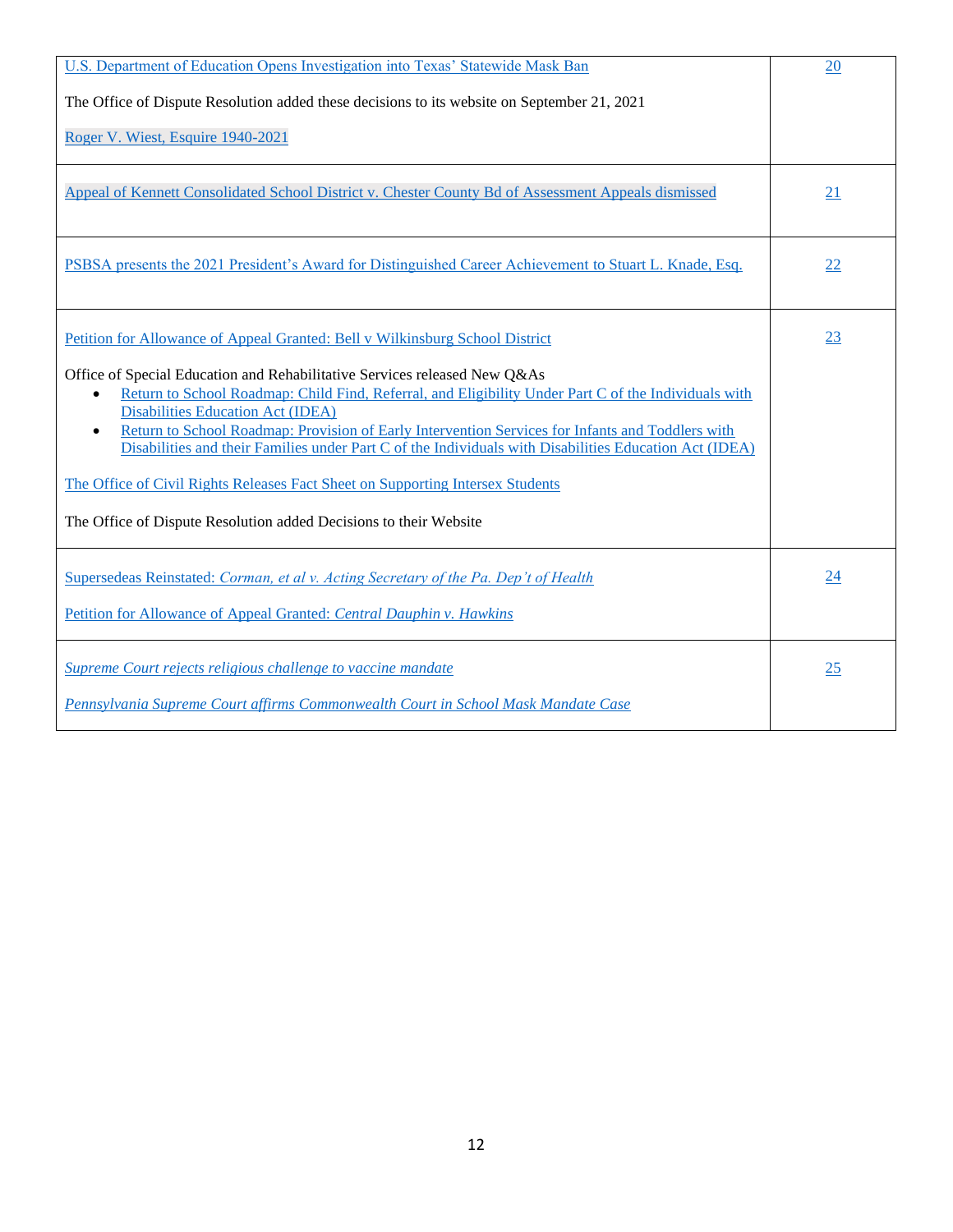| | |
|---|---|
| U.S. Department of Education Opens Investigation into Texas' Statewide Mask Ban<br><br>The Office of Dispute Resolution added these decisions to its website on September 21, 2021<br><br>Roger V. Wiest, Esquire 1940-2021 | 20 |
| Appeal of Kennett Consolidated School District v. Chester County Bd of Assessment Appeals dismissed | 21 |
| PSBSA presents the 2021 President's Award for Distinguished Career Achievement to Stuart L. Knade, Esq. | 22 |
| Petition for Allowance of Appeal Granted: Bell v Wilkinsburg School District<br><br>Office of Special Education and Rehabilitative Services released New Q&As<br>• Return to School Roadmap: Child Find, Referral, and Eligibility Under Part C of the Individuals with Disabilities Education Act (IDEA)<br>• Return to School Roadmap: Provision of Early Intervention Services for Infants and Toddlers with Disabilities and their Families under Part C of the Individuals with Disabilities Education Act (IDEA)<br><br>The Office of Civil Rights Releases Fact Sheet on Supporting Intersex Students<br><br>The Office of Dispute Resolution added Decisions to their Website | 23 |
| Supersedeas Reinstated: *Corman, et al v. Acting Secretary of the Pa. Dep't of Health*<br><br>Petition for Allowance of Appeal Granted: *Central Dauphin v. Hawkins* | 24 |
| *Supreme Court rejects religious challenge to vaccine mandate*<br><br>*Pennsylvania Supreme Court affirms Commonwealth Court in School Mask Mandate Case* | 25 |